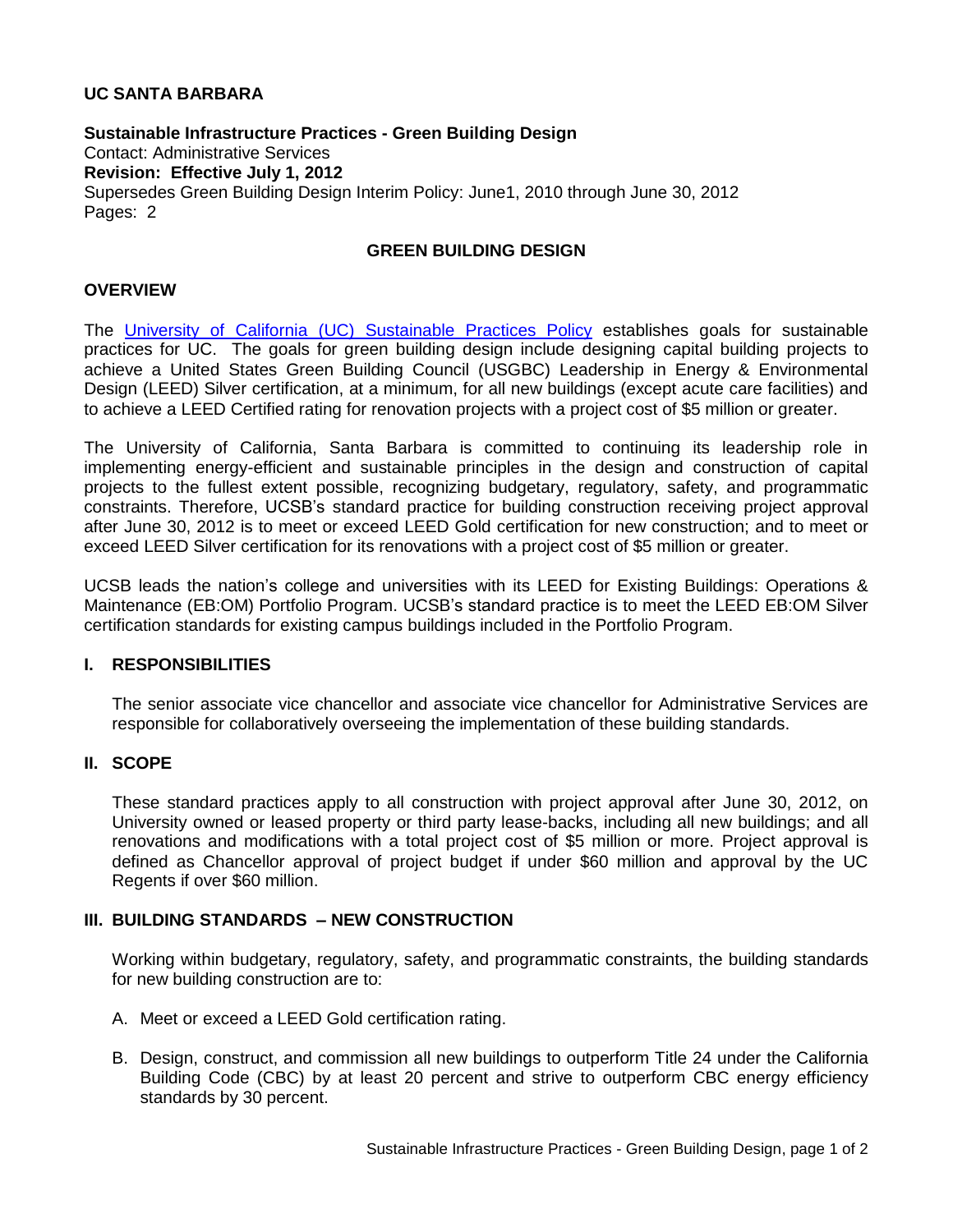**UC SANTA BARBARA**

**Sustainable Infrastructure Practices - Green Building Design**
Contact: Administrative Services
**Revision: Effective July 1, 2012**
Supersedes Green Building Design Interim Policy: June1, 2010 through June 30, 2012
Pages: 2

# GREEN BUILDING DESIGN

## OVERVIEW

The [University of California (UC) Sustainable Practices Policy] establishes goals for sustainable practices for UC. The goals for green building design include designing capital building projects to achieve a United States Green Building Council (USGBC) Leadership in Energy & Environmental Design (LEED) Silver certification, at a minimum, for all new buildings (except acute care facilities) and to achieve a LEED Certified rating for renovation projects with a project cost of $5 million or greater.

The University of California, Santa Barbara is committed to continuing its leadership role in implementing energy-efficient and sustainable principles in the design and construction of capital projects to the fullest extent possible, recognizing budgetary, regulatory, safety, and programmatic constraints. Therefore, UCSB's standard practice for building construction receiving project approval after June 30, 2012 is to meet or exceed LEED Gold certification for new construction; and to meet or exceed LEED Silver certification for its renovations with a project cost of $5 million or greater.

UCSB leads the nation's college and universities with its LEED for Existing Buildings: Operations & Maintenance (EB:OM) Portfolio Program. UCSB's standard practice is to meet the LEED EB:OM Silver certification standards for existing campus buildings included in the Portfolio Program.

## I. RESPONSIBILITIES

The senior associate vice chancellor and associate vice chancellor for Administrative Services are responsible for collaboratively overseeing the implementation of these building standards.

## II. SCOPE

These standard practices apply to all construction with project approval after June 30, 2012, on University owned or leased property or third party lease-backs, including all new buildings; and all renovations and modifications with a total project cost of $5 million or more. Project approval is defined as Chancellor approval of project budget if under $60 million and approval by the UC Regents if over $60 million.

## III. BUILDING STANDARDS – NEW CONSTRUCTION

Working within budgetary, regulatory, safety, and programmatic constraints, the building standards for new building construction are to:

A. Meet or exceed a LEED Gold certification rating.

B. Design, construct, and commission all new buildings to outperform Title 24 under the California Building Code (CBC) by at least 20 percent and strive to outperform CBC energy efficiency standards by 30 percent.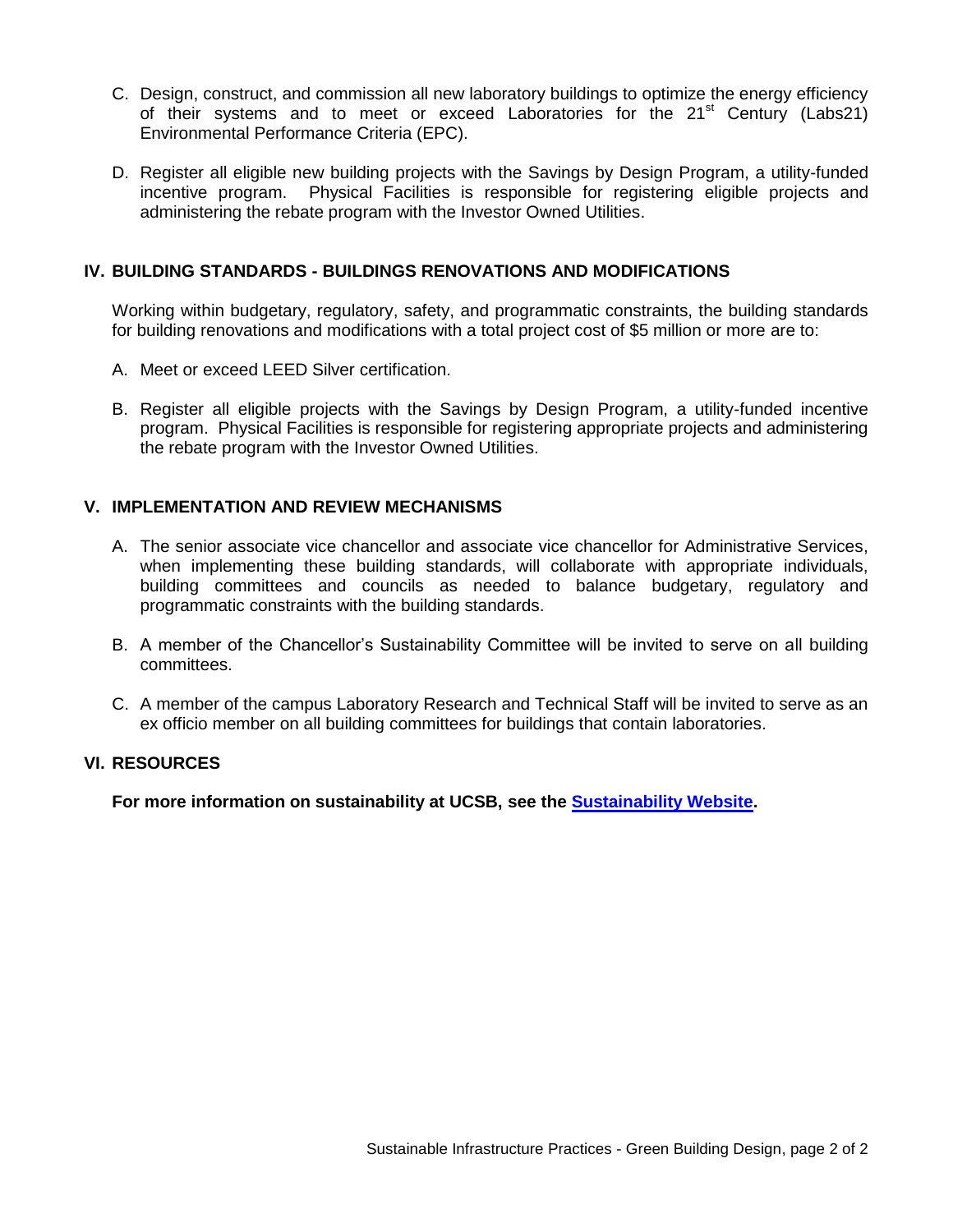C. Design, construct, and commission all new laboratory buildings to optimize the energy efficiency of their systems and to meet or exceed Laboratories for the 21st Century (Labs21) Environmental Performance Criteria (EPC).

D. Register all eligible new building projects with the Savings by Design Program, a utility-funded incentive program. Physical Facilities is responsible for registering eligible projects and administering the rebate program with the Investor Owned Utilities.

## IV. BUILDING STANDARDS - BUILDINGS RENOVATIONS AND MODIFICATIONS

Working within budgetary, regulatory, safety, and programmatic constraints, the building standards for building renovations and modifications with a total project cost of $5 million or more are to:

A. Meet or exceed LEED Silver certification.

B. Register all eligible projects with the Savings by Design Program, a utility-funded incentive program. Physical Facilities is responsible for registering appropriate projects and administering the rebate program with the Investor Owned Utilities.

## V. IMPLEMENTATION AND REVIEW MECHANISMS

A. The senior associate vice chancellor and associate vice chancellor for Administrative Services, when implementing these building standards, will collaborate with appropriate individuals, building committees and councils as needed to balance budgetary, regulatory and programmatic constraints with the building standards.

B. A member of the Chancellor's Sustainability Committee will be invited to serve on all building committees.

C. A member of the campus Laboratory Research and Technical Staff will be invited to serve as an ex officio member on all building committees for buildings that contain laboratories.

## VI. RESOURCES

**For more information on sustainability at UCSB, see the Sustainability Website.**